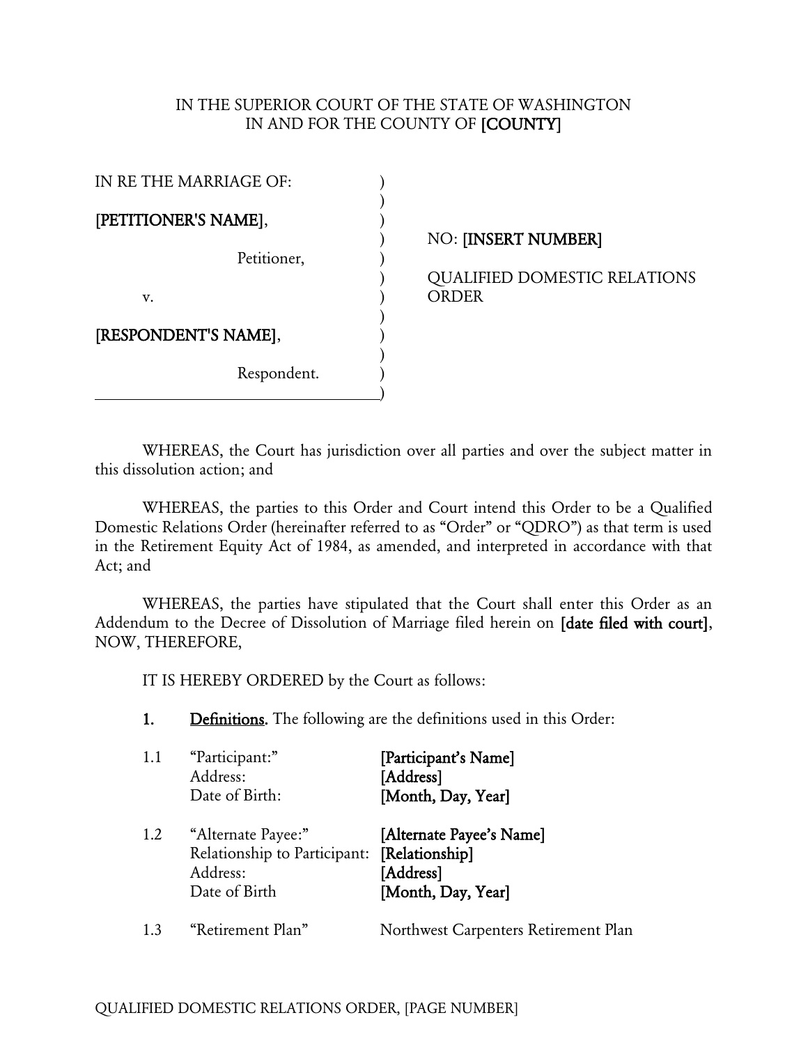IN THE SUPERIOR COURT OF THE STATE OF WASHINGTON
IN AND FOR THE COUNTY OF **[COUNTY]**

| | |
|---|---|
| IN RE THE MARRIAGE OF: | |
| **[PETITIONER'S NAME]**, | NO: **[INSERT NUMBER]** |
| Petitioner, | QUALIFIED DOMESTIC RELATIONS ORDER |
| v. | |
| **[RESPONDENT'S NAME]**, | |
| Respondent. | |

WHEREAS, the Court has jurisdiction over all parties and over the subject matter in this dissolution action; and

WHEREAS, the parties to this Order and Court intend this Order to be a Qualified Domestic Relations Order (hereinafter referred to as "Order" or "QDRO") as that term is used in the Retirement Equity Act of 1984, as amended, and interpreted in accordance with that Act; and

WHEREAS, the parties have stipulated that the Court shall enter this Order as an Addendum to the Decree of Dissolution of Marriage filed herein on **[date filed with court]**, NOW, THEREFORE,

IT IS HEREBY ORDERED by the Court as follows:

1. **Definitions.** The following are the definitions used in this Order:

| | | |
|---|---|---|
| 1.1 | "Participant:" | **[Participant's Name]** |
| | Address: | **[Address]** |
| | Date of Birth: | **[Month, Day, Year]** |
| 1.2 | "Alternate Payee:" | **[Alternate Payee's Name]** |
| | Relationship to Participant: | **[Relationship]** |
| | Address: | **[Address]** |
| | Date of Birth | **[Month, Day, Year]** |
| 1.3 | "Retirement Plan" | Northwest Carpenters Retirement Plan |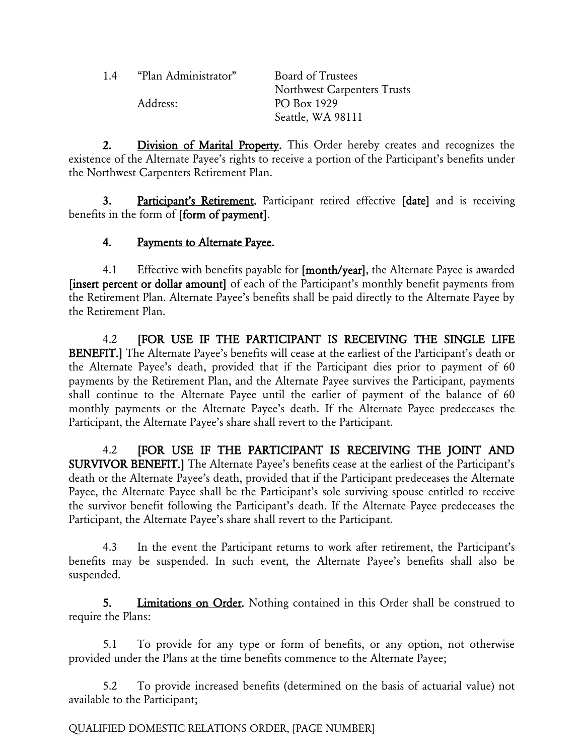1.4 "Plan Administrator" Board of Trustees
Northwest Carpenters Trusts

Address: PO Box 1929
Seattle, WA 98111

**2.** **Division of Marital Property.** This Order hereby creates and recognizes the existence of the Alternate Payee's rights to receive a portion of the Participant's benefits under the Northwest Carpenters Retirement Plan.

**3.** **Participant's Retirement.** Participant retired effective **[date]** and is receiving benefits in the form of **[form of payment]**.

**4.** **Payments to Alternate Payee.**

4.1 Effective with benefits payable for **[month/year]**, the Alternate Payee is awarded **[insert percent or dollar amount]** of each of the Participant's monthly benefit payments from the Retirement Plan. Alternate Payee's benefits shall be paid directly to the Alternate Payee by the Retirement Plan.

4.2 **[FOR USE IF THE PARTICIPANT IS RECEIVING THE SINGLE LIFE BENEFIT.]** The Alternate Payee's benefits will cease at the earliest of the Participant's death or the Alternate Payee's death, provided that if the Participant dies prior to payment of 60 payments by the Retirement Plan, and the Alternate Payee survives the Participant, payments shall continue to the Alternate Payee until the earlier of payment of the balance of 60 monthly payments or the Alternate Payee's death. If the Alternate Payee predeceases the Participant, the Alternate Payee's share shall revert to the Participant.

4.2 **[FOR USE IF THE PARTICIPANT IS RECEIVING THE JOINT AND SURVIVOR BENEFIT.]** The Alternate Payee's benefits cease at the earliest of the Participant's death or the Alternate Payee's death, provided that if the Participant predeceases the Alternate Payee, the Alternate Payee shall be the Participant's sole surviving spouse entitled to receive the survivor benefit following the Participant's death. If the Alternate Payee predeceases the Participant, the Alternate Payee's share shall revert to the Participant.

4.3 In the event the Participant returns to work after retirement, the Participant's benefits may be suspended. In such event, the Alternate Payee's benefits shall also be suspended.

**5.** **Limitations on Order.** Nothing contained in this Order shall be construed to require the Plans:

5.1 To provide for any type or form of benefits, or any option, not otherwise provided under the Plans at the time benefits commence to the Alternate Payee;

5.2 To provide increased benefits (determined on the basis of actuarial value) not available to the Participant;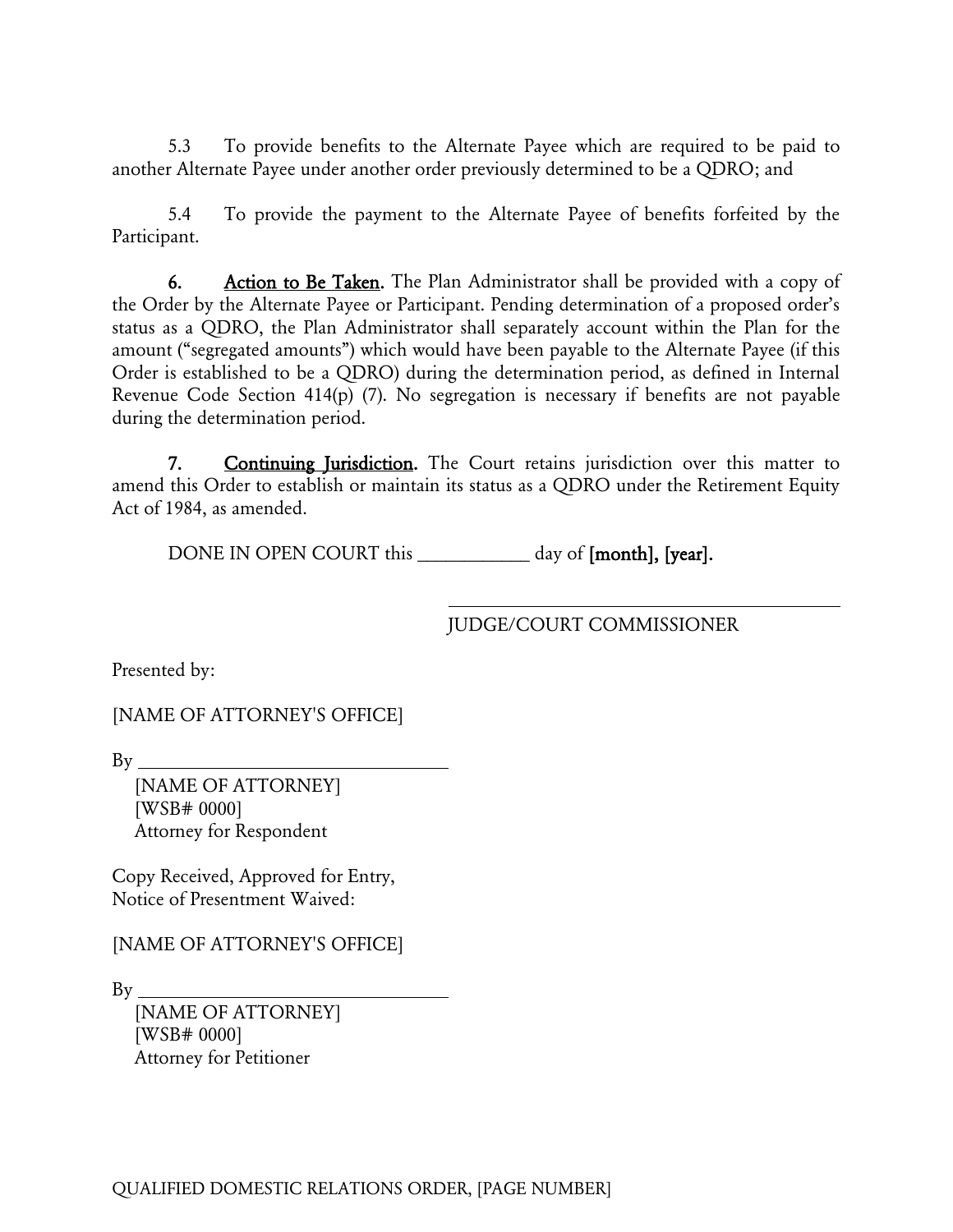5.3 To provide benefits to the Alternate Payee which are required to be paid to another Alternate Payee under another order previously determined to be a QDRO; and

5.4 To provide the payment to the Alternate Payee of benefits forfeited by the Participant.

**6. Action to Be Taken.** The Plan Administrator shall be provided with a copy of the Order by the Alternate Payee or Participant. Pending determination of a proposed order's status as a QDRO, the Plan Administrator shall separately account within the Plan for the amount ("segregated amounts") which would have been payable to the Alternate Payee (if this Order is established to be a QDRO) during the determination period, as defined in Internal Revenue Code Section 414(p) (7). No segregation is necessary if benefits are not payable during the determination period.

**7. Continuing Jurisdiction.** The Court retains jurisdiction over this matter to amend this Order to establish or maintain its status as a QDRO under the Retirement Equity Act of 1984, as amended.

DONE IN OPEN COURT this ___________ day of **[month], [year].**

\_\_\_\_\_\_\_\_\_\_\_\_\_\_\_\_\_\_\_\_\_\_\_\_\_\_\_\_\_\_\_\_\_\_\_\_\_\_
JUDGE/COURT COMMISSIONER

Presented by:

[NAME OF ATTORNEY'S OFFICE]

By \_\_\_\_\_\_\_\_\_\_\_\_\_\_\_\_\_\_\_\_\_\_\_\_\_\_\_\_\_\_
[NAME OF ATTORNEY]
[WSB# 0000]
Attorney for Respondent

Copy Received, Approved for Entry,
Notice of Presentment Waived:

[NAME OF ATTORNEY'S OFFICE]

By \_\_\_\_\_\_\_\_\_\_\_\_\_\_\_\_\_\_\_\_\_\_\_\_\_\_\_\_\_\_
[NAME OF ATTORNEY]
[WSB# 0000]
Attorney for Petitioner